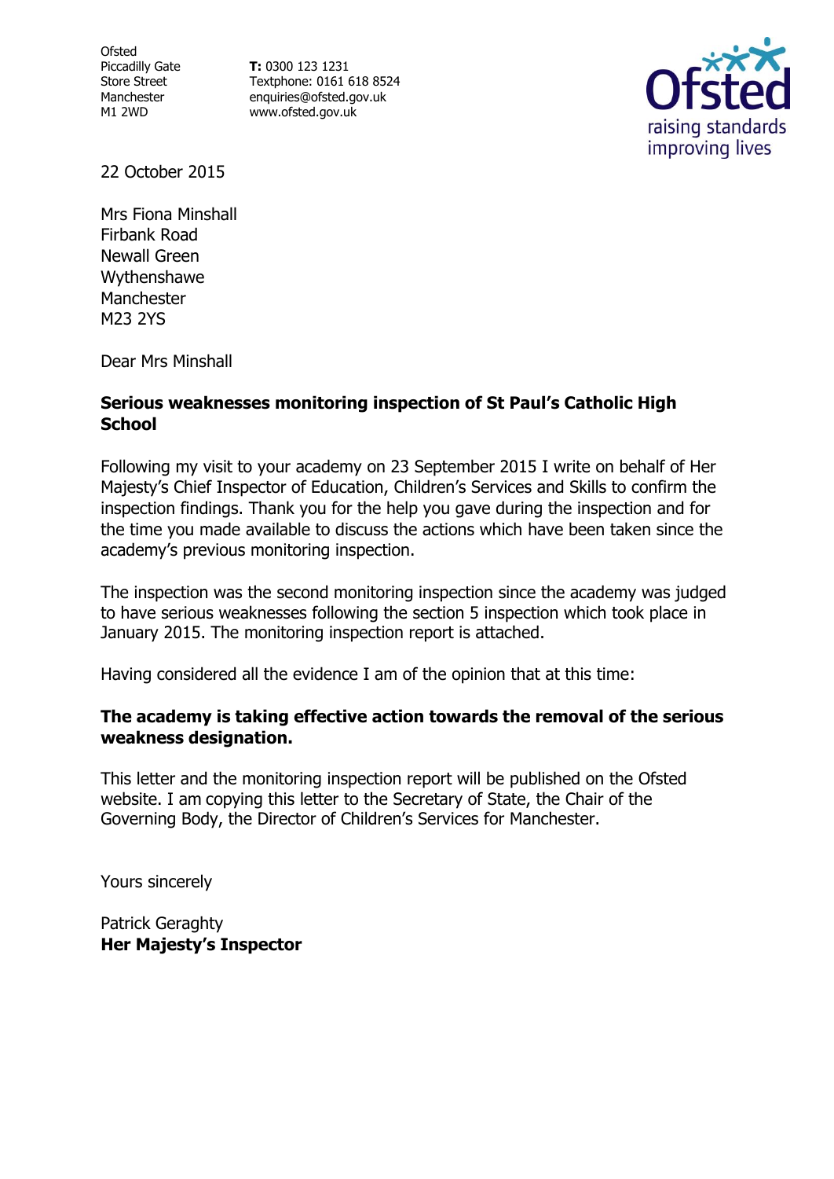Ofsted
Piccadilly Gate
Store Street
Manchester
M1 2WD

**T:** 0300 123 1231
Textphone: 0161 618 8524
enquiries@ofsted.gov.uk
www.ofsted.gov.uk

Ofsted
raising standards
improving lives

22 October 2015

Mrs Fiona Minshall
Firbank Road
Newall Green
Wythenshawe
Manchester
M23 2YS

Dear Mrs Minshall

**Serious weaknesses monitoring inspection of St Paul's Catholic High School**

Following my visit to your academy on 23 September 2015 I write on behalf of Her Majesty's Chief Inspector of Education, Children's Services and Skills to confirm the inspection findings. Thank you for the help you gave during the inspection and for the time you made available to discuss the actions which have been taken since the academy's previous monitoring inspection.

The inspection was the second monitoring inspection since the academy was judged to have serious weaknesses following the section 5 inspection which took place in January 2015. The monitoring inspection report is attached.

Having considered all the evidence I am of the opinion that at this time:

**The academy is taking effective action towards the removal of the serious weakness designation.**

This letter and the monitoring inspection report will be published on the Ofsted website. I am copying this letter to the Secretary of State, the Chair of the Governing Body, the Director of Children's Services for Manchester.

Yours sincerely

Patrick Geraghty
**Her Majesty's Inspector**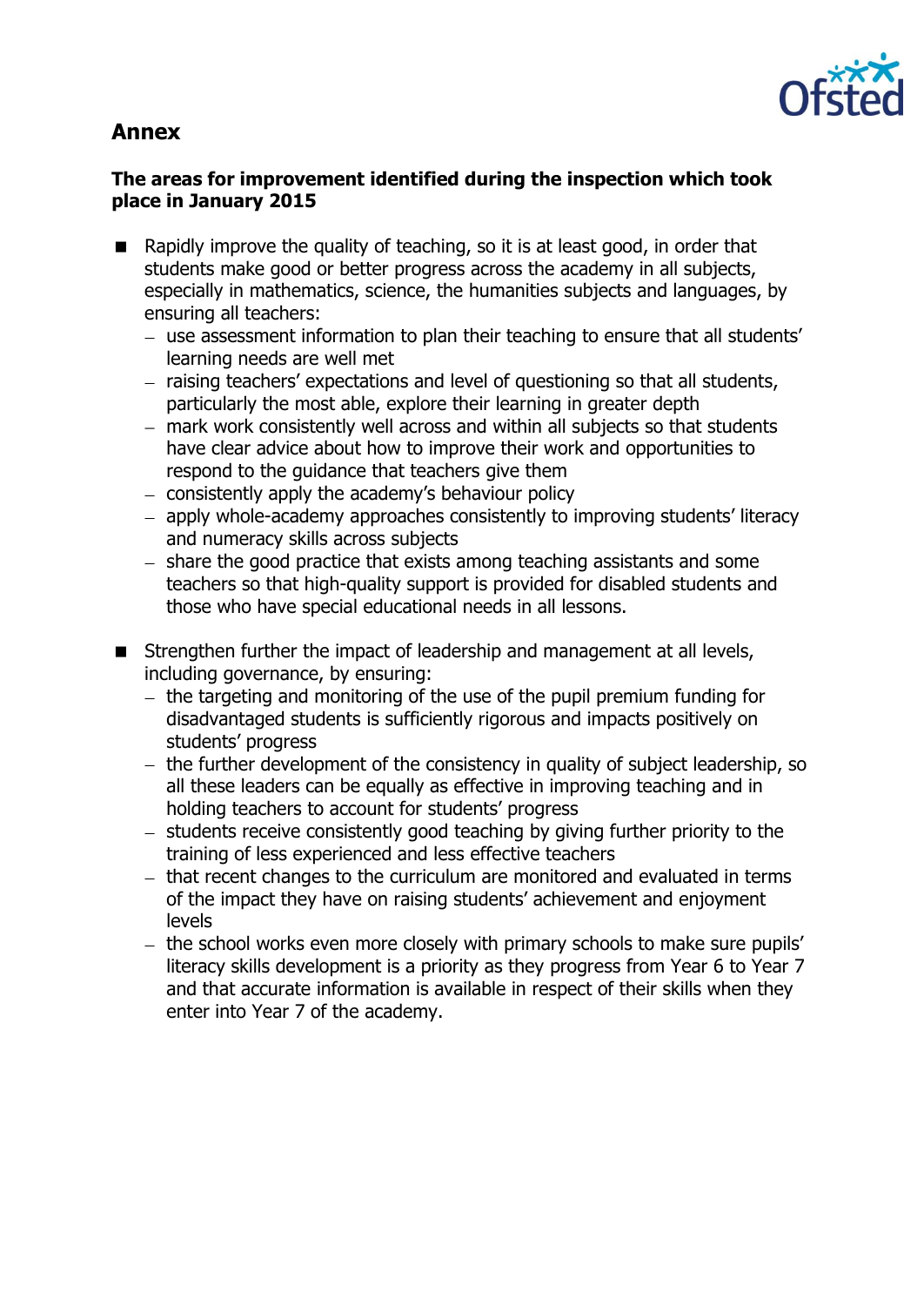## Annex

### The areas for improvement identified during the inspection which took place in January 2015

- Rapidly improve the quality of teaching, so it is at least good, in order that students make good or better progress across the academy in all subjects, especially in mathematics, science, the humanities subjects and languages, by ensuring all teachers:
  - use assessment information to plan their teaching to ensure that all students' learning needs are well met
  - raising teachers' expectations and level of questioning so that all students, particularly the most able, explore their learning in greater depth
  - mark work consistently well across and within all subjects so that students have clear advice about how to improve their work and opportunities to respond to the guidance that teachers give them
  - consistently apply the academy's behaviour policy
  - apply whole-academy approaches consistently to improving students' literacy and numeracy skills across subjects
  - share the good practice that exists among teaching assistants and some teachers so that high-quality support is provided for disabled students and those who have special educational needs in all lessons.

- Strengthen further the impact of leadership and management at all levels, including governance, by ensuring:
  - the targeting and monitoring of the use of the pupil premium funding for disadvantaged students is sufficiently rigorous and impacts positively on students' progress
  - the further development of the consistency in quality of subject leadership, so all these leaders can be equally as effective in improving teaching and in holding teachers to account for students' progress
  - students receive consistently good teaching by giving further priority to the training of less experienced and less effective teachers
  - that recent changes to the curriculum are monitored and evaluated in terms of the impact they have on raising students' achievement and enjoyment levels
  - the school works even more closely with primary schools to make sure pupils' literacy skills development is a priority as they progress from Year 6 to Year 7 and that accurate information is available in respect of their skills when they enter into Year 7 of the academy.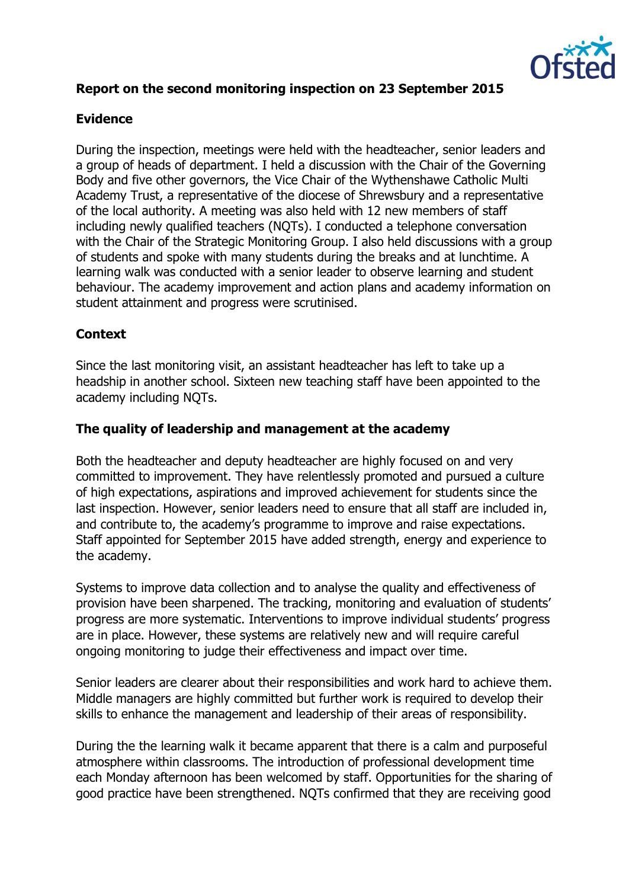**Report on the second monitoring inspection on 23 September 2015**

**Evidence**

During the inspection, meetings were held with the headteacher, senior leaders and a group of heads of department. I held a discussion with the Chair of the Governing Body and five other governors, the Vice Chair of the Wythenshawe Catholic Multi Academy Trust, a representative of the diocese of Shrewsbury and a representative of the local authority. A meeting was also held with 12 new members of staff including newly qualified teachers (NQTs). I conducted a telephone conversation with the Chair of the Strategic Monitoring Group. I also held discussions with a group of students and spoke with many students during the breaks and at lunchtime. A learning walk was conducted with a senior leader to observe learning and student behaviour. The academy improvement and action plans and academy information on student attainment and progress were scrutinised.

**Context**

Since the last monitoring visit, an assistant headteacher has left to take up a headship in another school. Sixteen new teaching staff have been appointed to the academy including NQTs.

**The quality of leadership and management at the academy**

Both the headteacher and deputy headteacher are highly focused on and very committed to improvement. They have relentlessly promoted and pursued a culture of high expectations, aspirations and improved achievement for students since the last inspection. However, senior leaders need to ensure that all staff are included in, and contribute to, the academy's programme to improve and raise expectations. Staff appointed for September 2015 have added strength, energy and experience to the academy.

Systems to improve data collection and to analyse the quality and effectiveness of provision have been sharpened. The tracking, monitoring and evaluation of students' progress are more systematic. Interventions to improve individual students' progress are in place. However, these systems are relatively new and will require careful ongoing monitoring to judge their effectiveness and impact over time.

Senior leaders are clearer about their responsibilities and work hard to achieve them. Middle managers are highly committed but further work is required to develop their skills to enhance the management and leadership of their areas of responsibility.

During the the learning walk it became apparent that there is a calm and purposeful atmosphere within classrooms. The introduction of professional development time each Monday afternoon has been welcomed by staff. Opportunities for the sharing of good practice have been strengthened. NQTs confirmed that they are receiving good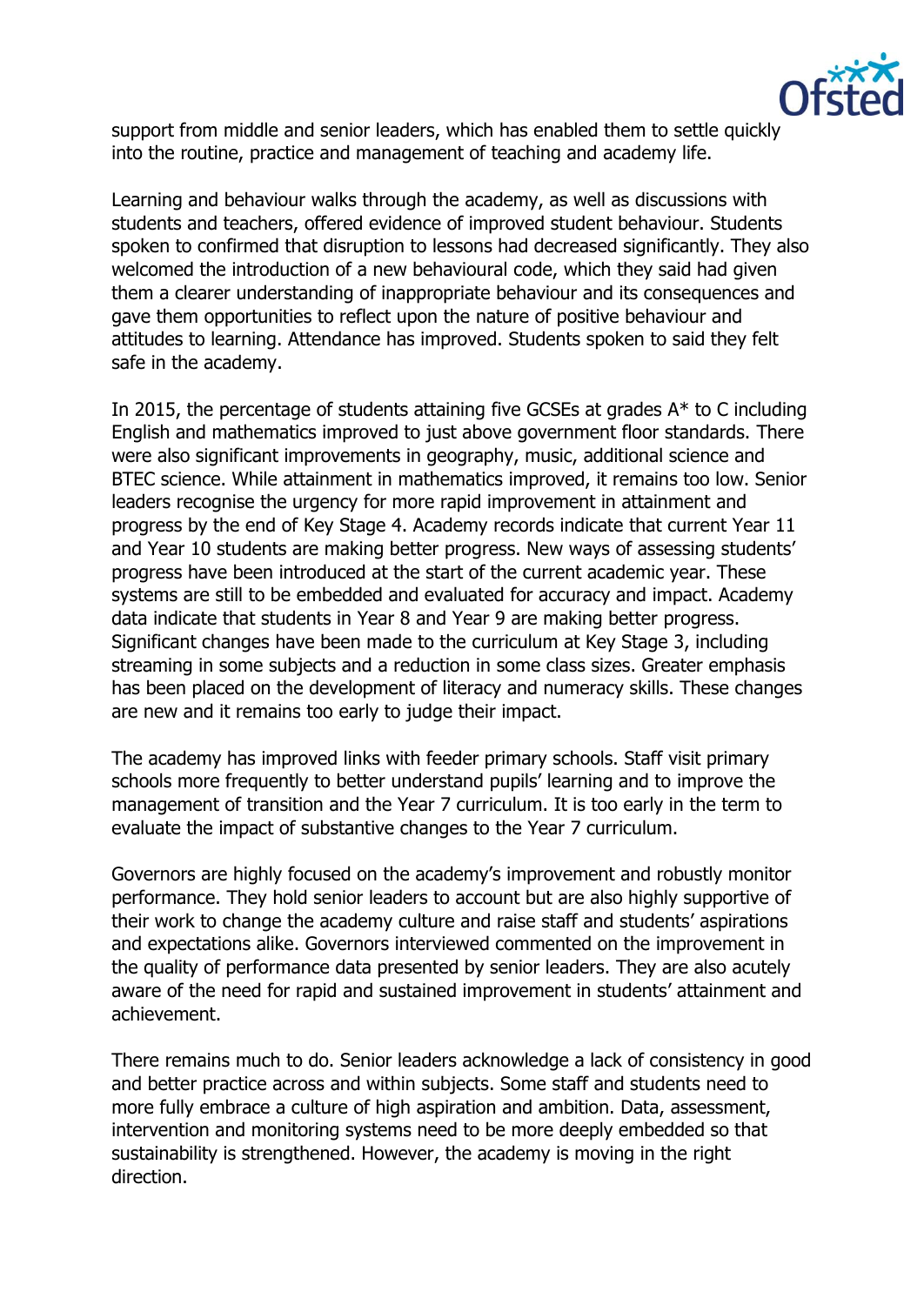support from middle and senior leaders, which has enabled them to settle quickly into the routine, practice and management of teaching and academy life.

Learning and behaviour walks through the academy, as well as discussions with students and teachers, offered evidence of improved student behaviour. Students spoken to confirmed that disruption to lessons had decreased significantly. They also welcomed the introduction of a new behavioural code, which they said had given them a clearer understanding of inappropriate behaviour and its consequences and gave them opportunities to reflect upon the nature of positive behaviour and attitudes to learning. Attendance has improved. Students spoken to said they felt safe in the academy.

In 2015, the percentage of students attaining five GCSEs at grades A* to C including English and mathematics improved to just above government floor standards. There were also significant improvements in geography, music, additional science and BTEC science. While attainment in mathematics improved, it remains too low. Senior leaders recognise the urgency for more rapid improvement in attainment and progress by the end of Key Stage 4. Academy records indicate that current Year 11 and Year 10 students are making better progress. New ways of assessing students' progress have been introduced at the start of the current academic year. These systems are still to be embedded and evaluated for accuracy and impact. Academy data indicate that students in Year 8 and Year 9 are making better progress. Significant changes have been made to the curriculum at Key Stage 3, including streaming in some subjects and a reduction in some class sizes. Greater emphasis has been placed on the development of literacy and numeracy skills. These changes are new and it remains too early to judge their impact.

The academy has improved links with feeder primary schools. Staff visit primary schools more frequently to better understand pupils' learning and to improve the management of transition and the Year 7 curriculum. It is too early in the term to evaluate the impact of substantive changes to the Year 7 curriculum.

Governors are highly focused on the academy's improvement and robustly monitor performance. They hold senior leaders to account but are also highly supportive of their work to change the academy culture and raise staff and students' aspirations and expectations alike. Governors interviewed commented on the improvement in the quality of performance data presented by senior leaders. They are also acutely aware of the need for rapid and sustained improvement in students' attainment and achievement.

There remains much to do. Senior leaders acknowledge a lack of consistency in good and better practice across and within subjects. Some staff and students need to more fully embrace a culture of high aspiration and ambition. Data, assessment, intervention and monitoring systems need to be more deeply embedded so that sustainability is strengthened. However, the academy is moving in the right direction.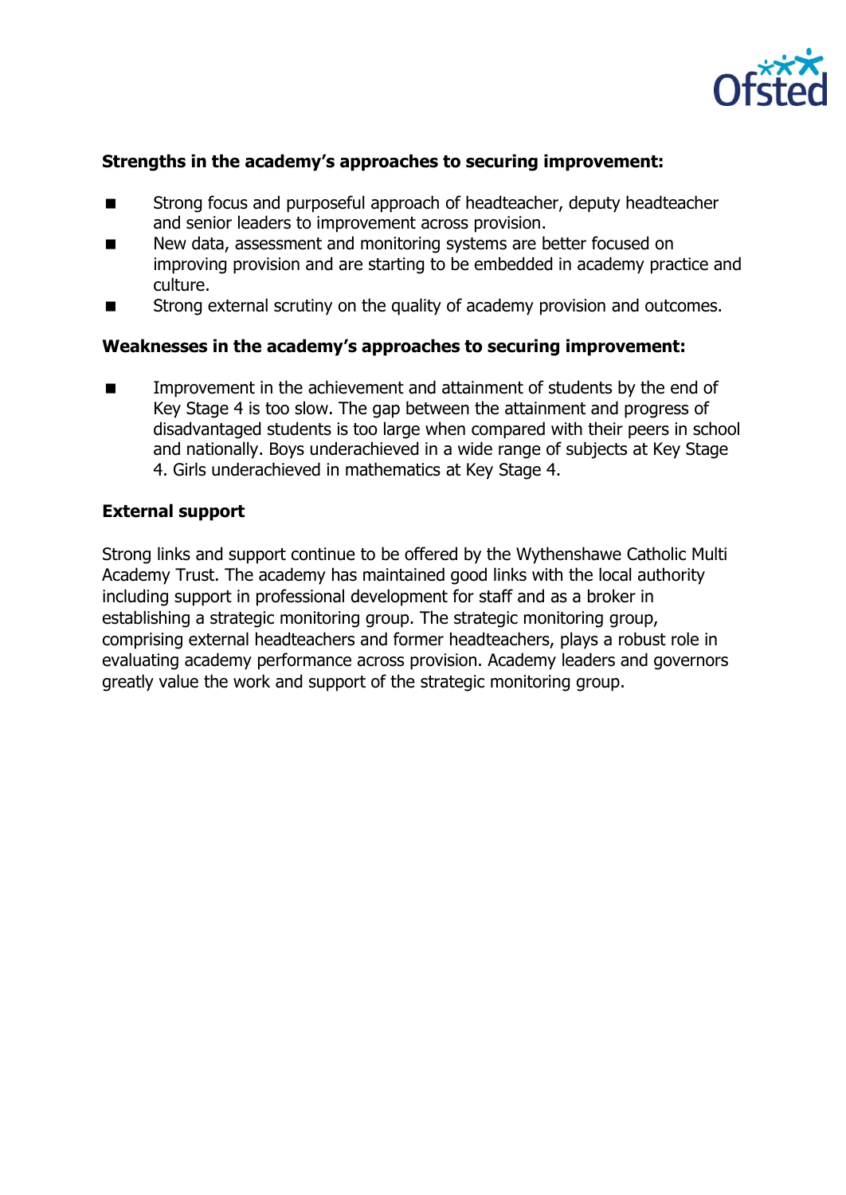**Strengths in the academy's approaches to securing improvement:**

- Strong focus and purposeful approach of headteacher, deputy headteacher and senior leaders to improvement across provision.
- New data, assessment and monitoring systems are better focused on improving provision and are starting to be embedded in academy practice and culture.
- Strong external scrutiny on the quality of academy provision and outcomes.

**Weaknesses in the academy's approaches to securing improvement:**

- Improvement in the achievement and attainment of students by the end of Key Stage 4 is too slow. The gap between the attainment and progress of disadvantaged students is too large when compared with their peers in school and nationally. Boys underachieved in a wide range of subjects at Key Stage 4. Girls underachieved in mathematics at Key Stage 4.

**External support**

Strong links and support continue to be offered by the Wythenshawe Catholic Multi Academy Trust. The academy has maintained good links with the local authority including support in professional development for staff and as a broker in establishing a strategic monitoring group. The strategic monitoring group, comprising external headteachers and former headteachers, plays a robust role in evaluating academy performance across provision. Academy leaders and governors greatly value the work and support of the strategic monitoring group.